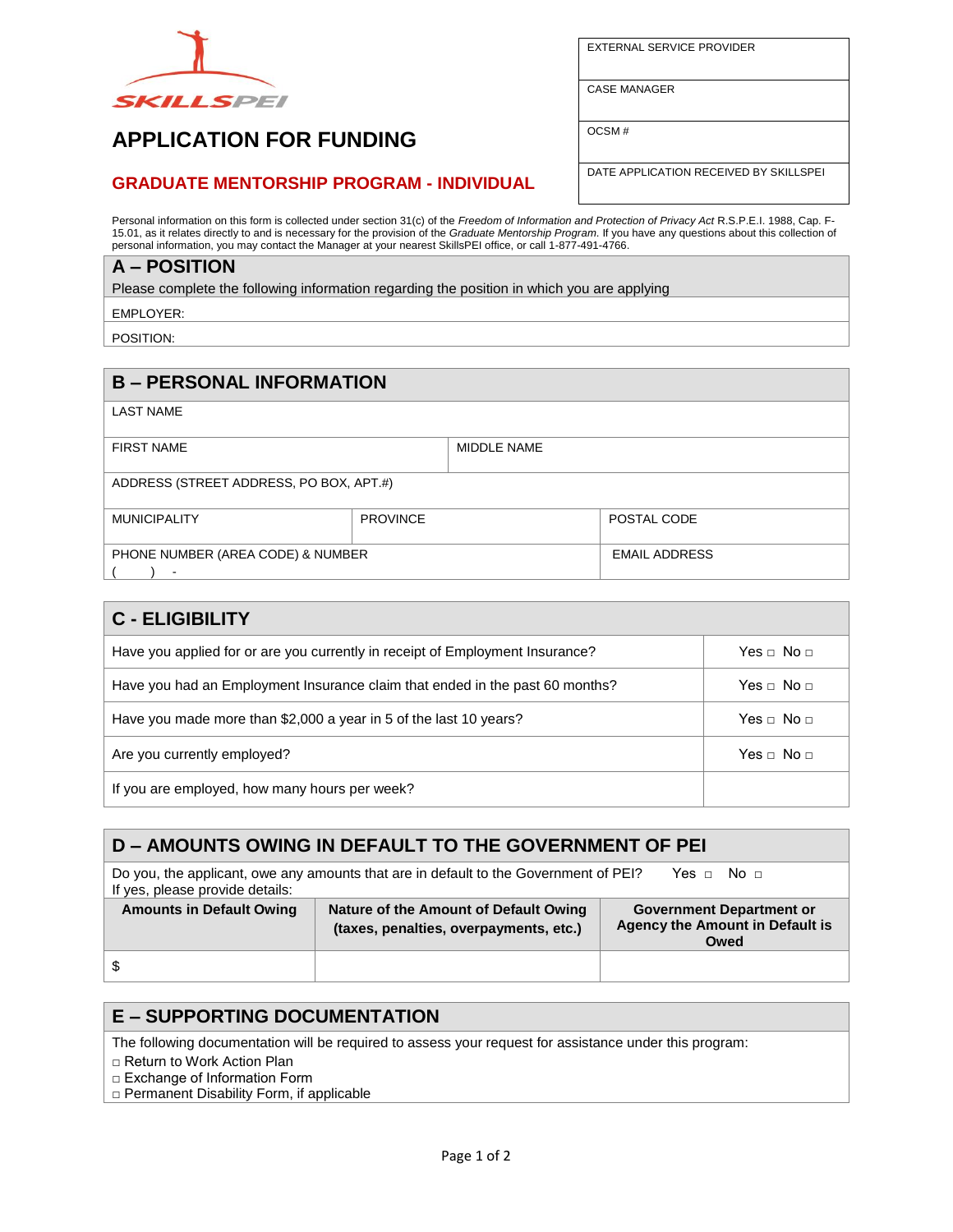SKILLSPEI

# APPLICATION FOR FUNDING

## GRADUATE MENTORSHIP PROGRAM - INDIVIDUAL

| EXTERNAL SERVICE PROVIDER |
|---|
| CASE MANAGER |
| OCSM # |
| DATE APPLICATION RECEIVED BY SKILLSPEI |

Personal information on this form is collected under section 31(c) of the *Freedom of Information and Protection of Privacy Act* R.S.P.E.I. 1988, Cap. F-15.01, as it relates directly to and is necessary for the provision of the *Graduate Mentorship Program.* If you have any questions about this collection of personal information, you may contact the Manager at your nearest SkillsPEI office, or call 1-877-491-4766.

## A – POSITION

Please complete the following information regarding the position in which you are applying

EMPLOYER:

POSITION:

## B – PERSONAL INFORMATION

| LAST NAME | | |
|---|---|---|
| FIRST NAME | MIDDLE NAME | |
| ADDRESS (STREET ADDRESS, PO BOX, APT.#) | | |
| MUNICIPALITY | PROVINCE | POSTAL CODE |
| PHONE NUMBER (AREA CODE) & NUMBER ( ) - | | EMAIL ADDRESS |

## C - ELIGIBILITY

| | |
|---|---|
| Have you applied for or are you currently in receipt of Employment Insurance? | Yes □ No □ |
| Have you had an Employment Insurance claim that ended in the past 60 months? | Yes □ No □ |
| Have you made more than $2,000 a year in 5 of the last 10 years? | Yes □ No □ |
| Are you currently employed? | Yes □ No □ |
| If you are employed, how many hours per week? | |

## D – AMOUNTS OWING IN DEFAULT TO THE GOVERNMENT OF PEI

Do you, the applicant, owe any amounts that are in default to the Government of PEI? Yes □ No □
If yes, please provide details:

| Amounts in Default Owing | Nature of the Amount of Default Owing (taxes, penalties, overpayments, etc.) | Government Department or Agency the Amount in Default is Owed |
|---|---|---|
| $ | | |

## E – SUPPORTING DOCUMENTATION

The following documentation will be required to assess your request for assistance under this program:

- □ Return to Work Action Plan
- □ Exchange of Information Form
- □ Permanent Disability Form, if applicable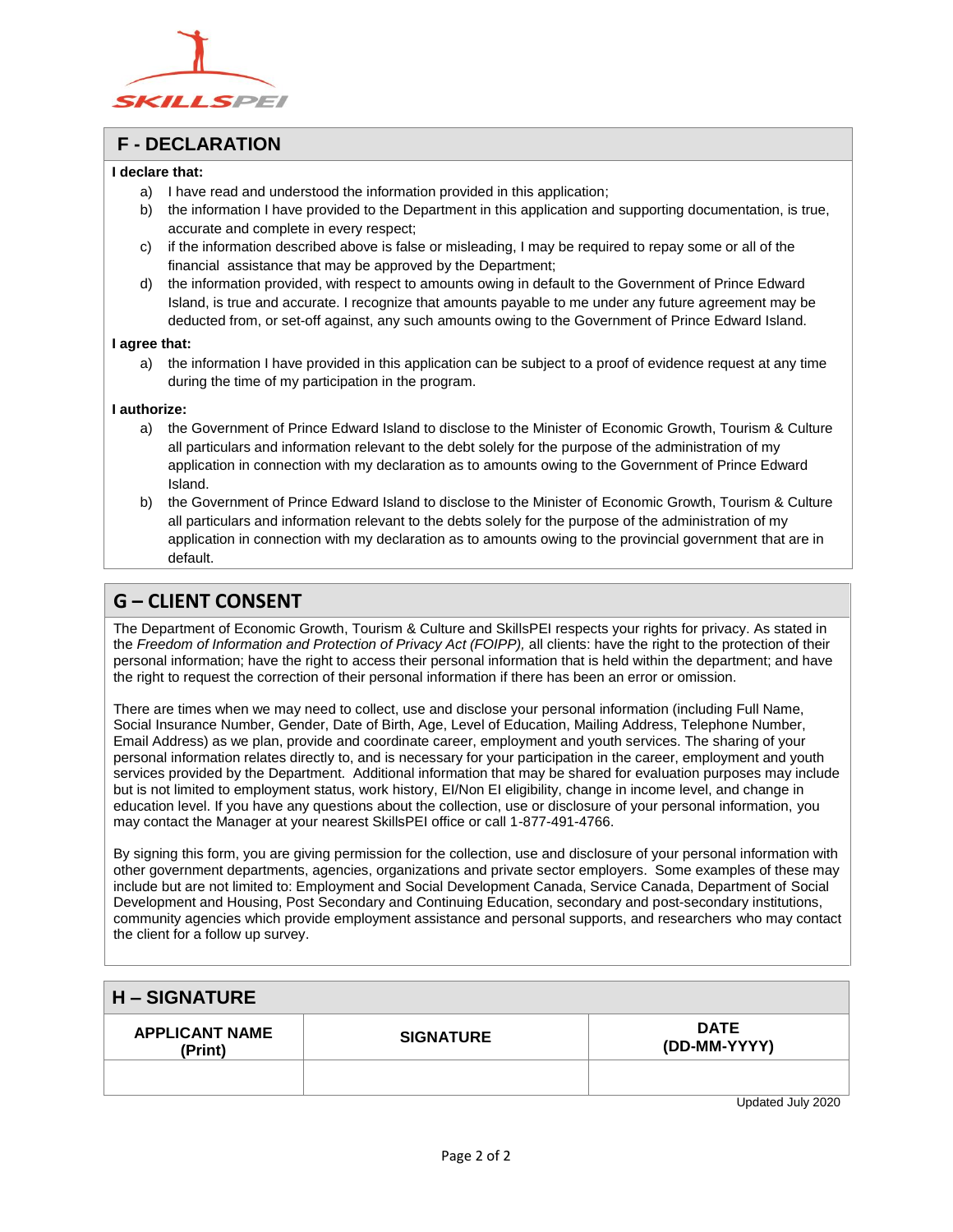SKILLSPEI

## F - DECLARATION

**I declare that:**

a) I have read and understood the information provided in this application;

b) the information I have provided to the Department in this application and supporting documentation, is true, accurate and complete in every respect;

c) if the information described above is false or misleading, I may be required to repay some or all of the financial assistance that may be approved by the Department;

d) the information provided, with respect to amounts owing in default to the Government of Prince Edward Island, is true and accurate. I recognize that amounts payable to me under any future agreement may be deducted from, or set-off against, any such amounts owing to the Government of Prince Edward Island.

**I agree that:**

a) the information I have provided in this application can be subject to a proof of evidence request at any time during the time of my participation in the program.

**I authorize:**

a) the Government of Prince Edward Island to disclose to the Minister of Economic Growth, Tourism & Culture all particulars and information relevant to the debt solely for the purpose of the administration of my application in connection with my declaration as to amounts owing to the Government of Prince Edward Island.

b) the Government of Prince Edward Island to disclose to the Minister of Economic Growth, Tourism & Culture all particulars and information relevant to the debts solely for the purpose of the administration of my application in connection with my declaration as to amounts owing to the provincial government that are in default.

## G – CLIENT CONSENT

The Department of Economic Growth, Tourism & Culture and SkillsPEI respects your rights for privacy. As stated in the *Freedom of Information and Protection of Privacy Act (FOIPP),* all clients: have the right to the protection of their personal information; have the right to access their personal information that is held within the department; and have the right to request the correction of their personal information if there has been an error or omission.

There are times when we may need to collect, use and disclose your personal information (including Full Name, Social Insurance Number, Gender, Date of Birth, Age, Level of Education, Mailing Address, Telephone Number, Email Address) as we plan, provide and coordinate career, employment and youth services. The sharing of your personal information relates directly to, and is necessary for your participation in the career, employment and youth services provided by the Department. Additional information that may be shared for evaluation purposes may include but is not limited to employment status, work history, EI/Non EI eligibility, change in income level, and change in education level. If you have any questions about the collection, use or disclosure of your personal information, you may contact the Manager at your nearest SkillsPEI office or call 1-877-491-4766.

By signing this form, you are giving permission for the collection, use and disclosure of your personal information with other government departments, agencies, organizations and private sector employers. Some examples of these may include but are not limited to: Employment and Social Development Canada, Service Canada, Department of Social Development and Housing, Post Secondary and Continuing Education, secondary and post-secondary institutions, community agencies which provide employment assistance and personal supports, and researchers who may contact the client for a follow up survey.

## H – SIGNATURE

| APPLICANT NAME (Print) | SIGNATURE | DATE (DD-MM-YYYY) |
|---|---|---|
| | | |

Updated July 2020